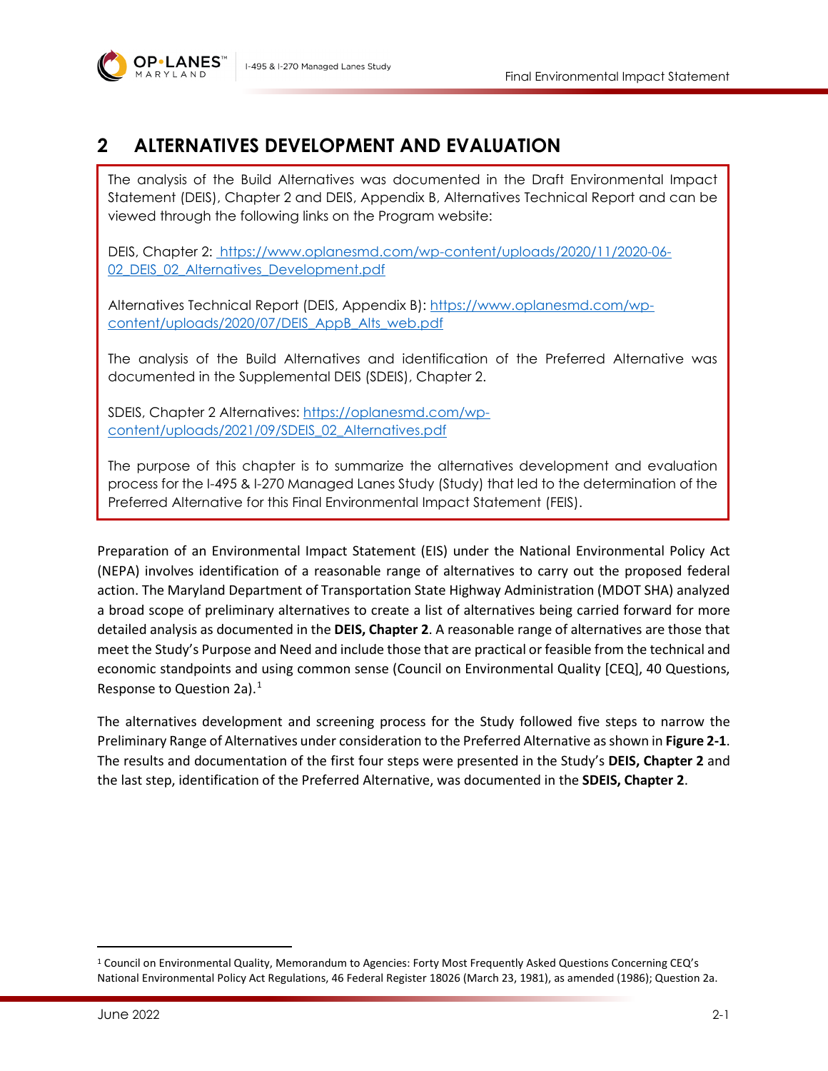# 2 ALTERNATIVES DEVELOPMENT AND EVALUATION

The analysis of the Build Alternatives was documented in the Draft Environmental Impact Statement (DEIS), Chapter 2 and DEIS, Appendix B, Alternatives Technical Report and can be viewed through the following links on the Program website:

DEIS, Chapter 2: https://www.oplanesmd.com/wp-content/uploads/2020/11/2020-06-02_DEIS_02_Alternatives_Development.pdf

Alternatives Technical Report (DEIS, Appendix B): https://www.oplanesmd.com/wp-content/uploads/2020/07/DEIS_AppB_Alts_web.pdf

The analysis of the Build Alternatives and identification of the Preferred Alternative was documented in the Supplemental DEIS (SDEIS), Chapter 2.

SDEIS, Chapter 2 Alternatives: https://oplanesmd.com/wp-content/uploads/2021/09/SDEIS_02_Alternatives.pdf

The purpose of this chapter is to summarize the alternatives development and evaluation process for the I-495 & I-270 Managed Lanes Study (Study) that led to the determination of the Preferred Alternative for this Final Environmental Impact Statement (FEIS).

Preparation of an Environmental Impact Statement (EIS) under the National Environmental Policy Act (NEPA) involves identification of a reasonable range of alternatives to carry out the proposed federal action. The Maryland Department of Transportation State Highway Administration (MDOT SHA) analyzed a broad scope of preliminary alternatives to create a list of alternatives being carried forward for more detailed analysis as documented in the **DEIS, Chapter 2**. A reasonable range of alternatives are those that meet the Study's Purpose and Need and include those that are practical or feasible from the technical and economic standpoints and using common sense (Council on Environmental Quality [CEQ], 40 Questions, Response to Question 2a).[1]

The alternatives development and screening process for the Study followed five steps to narrow the Preliminary Range of Alternatives under consideration to the Preferred Alternative as shown in **Figure 2-1**. The results and documentation of the first four steps were presented in the Study's **DEIS, Chapter 2** and the last step, identification of the Preferred Alternative, was documented in the **SDEIS, Chapter 2**.

---

[1] Council on Environmental Quality, Memorandum to Agencies: Forty Most Frequently Asked Questions Concerning CEQ's National Environmental Policy Act Regulations, 46 Federal Register 18026 (March 23, 1981), as amended (1986); Question 2a.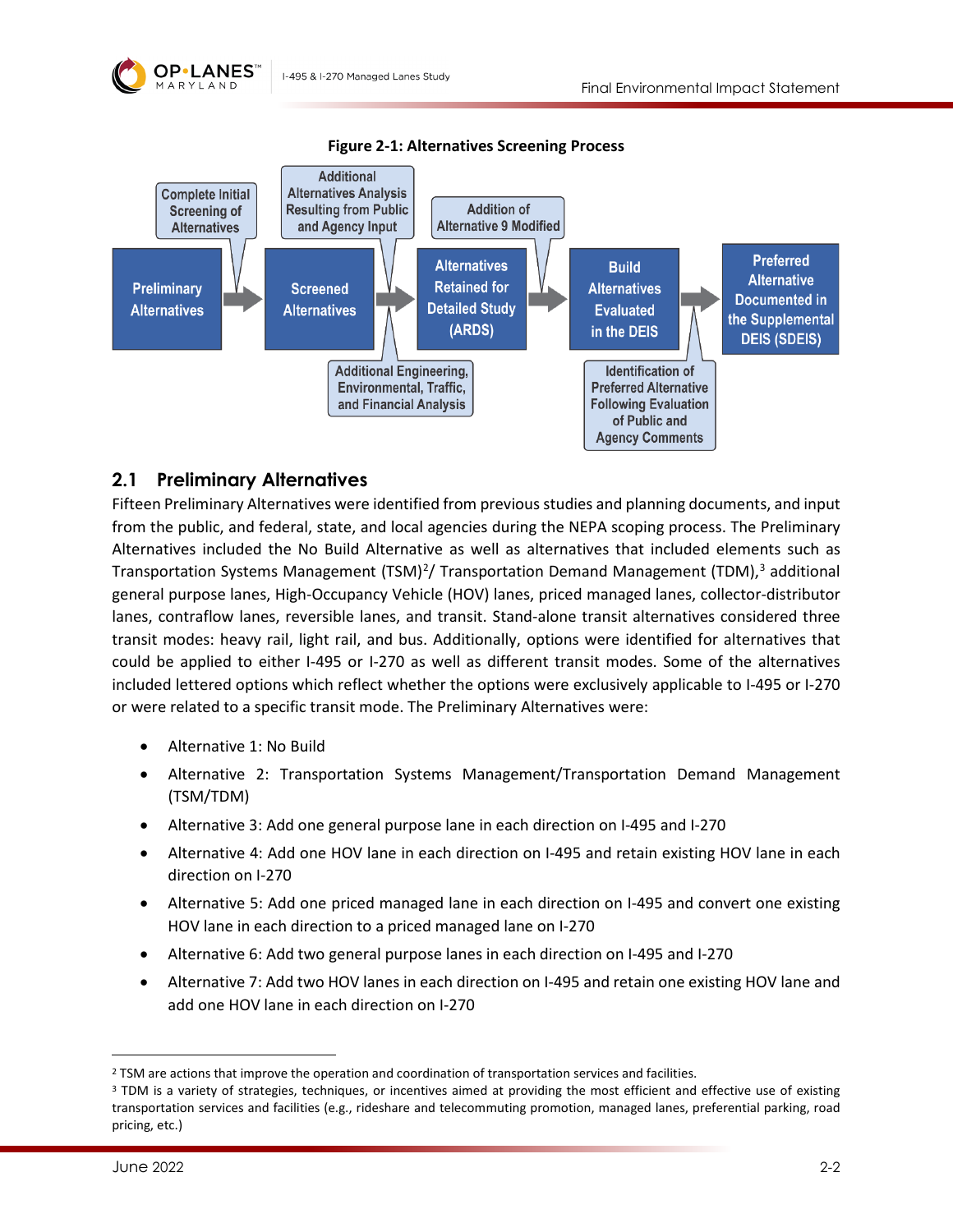**Figure 2-1: Alternatives Screening Process**

Preliminary Alternatives → (Complete Initial Screening of Alternatives) → Screened Alternatives → (Additional Alternatives Analysis Resulting from Public and Agency Input; Additional Engineering, Environmental, Traffic, and Financial Analysis) → Alternatives Retained for Detailed Study (ARDS) → (Addition of Alternative 9 Modified) → Build Alternatives Evaluated in the DEIS → (Identification of Preferred Alternative Following Evaluation of Public and Agency Comments) → Preferred Alternative Documented in the Supplemental DEIS (SDEIS)

## 2.1 Preliminary Alternatives

Fifteen Preliminary Alternatives were identified from previous studies and planning documents, and input from the public, and federal, state, and local agencies during the NEPA scoping process. The Preliminary Alternatives included the No Build Alternative as well as alternatives that included elements such as Transportation Systems Management (TSM)[2]/ Transportation Demand Management (TDM),[3] additional general purpose lanes, High-Occupancy Vehicle (HOV) lanes, priced managed lanes, collector-distributor lanes, contraflow lanes, reversible lanes, and transit. Stand-alone transit alternatives considered three transit modes: heavy rail, light rail, and bus. Additionally, options were identified for alternatives that could be applied to either I-495 or I-270 as well as different transit modes. Some of the alternatives included lettered options which reflect whether the options were exclusively applicable to I-495 or I-270 or were related to a specific transit mode. The Preliminary Alternatives were:

- Alternative 1: No Build
- Alternative 2: Transportation Systems Management/Transportation Demand Management (TSM/TDM)
- Alternative 3: Add one general purpose lane in each direction on I-495 and I-270
- Alternative 4: Add one HOV lane in each direction on I-495 and retain existing HOV lane in each direction on I-270
- Alternative 5: Add one priced managed lane in each direction on I-495 and convert one existing HOV lane in each direction to a priced managed lane on I-270
- Alternative 6: Add two general purpose lanes in each direction on I-495 and I-270
- Alternative 7: Add two HOV lanes in each direction on I-495 and retain one existing HOV lane and add one HOV lane in each direction on I-270

---

[2] TSM are actions that improve the operation and coordination of transportation services and facilities.

[3] TDM is a variety of strategies, techniques, or incentives aimed at providing the most efficient and effective use of existing transportation services and facilities (e.g., rideshare and telecommuting promotion, managed lanes, preferential parking, road pricing, etc.)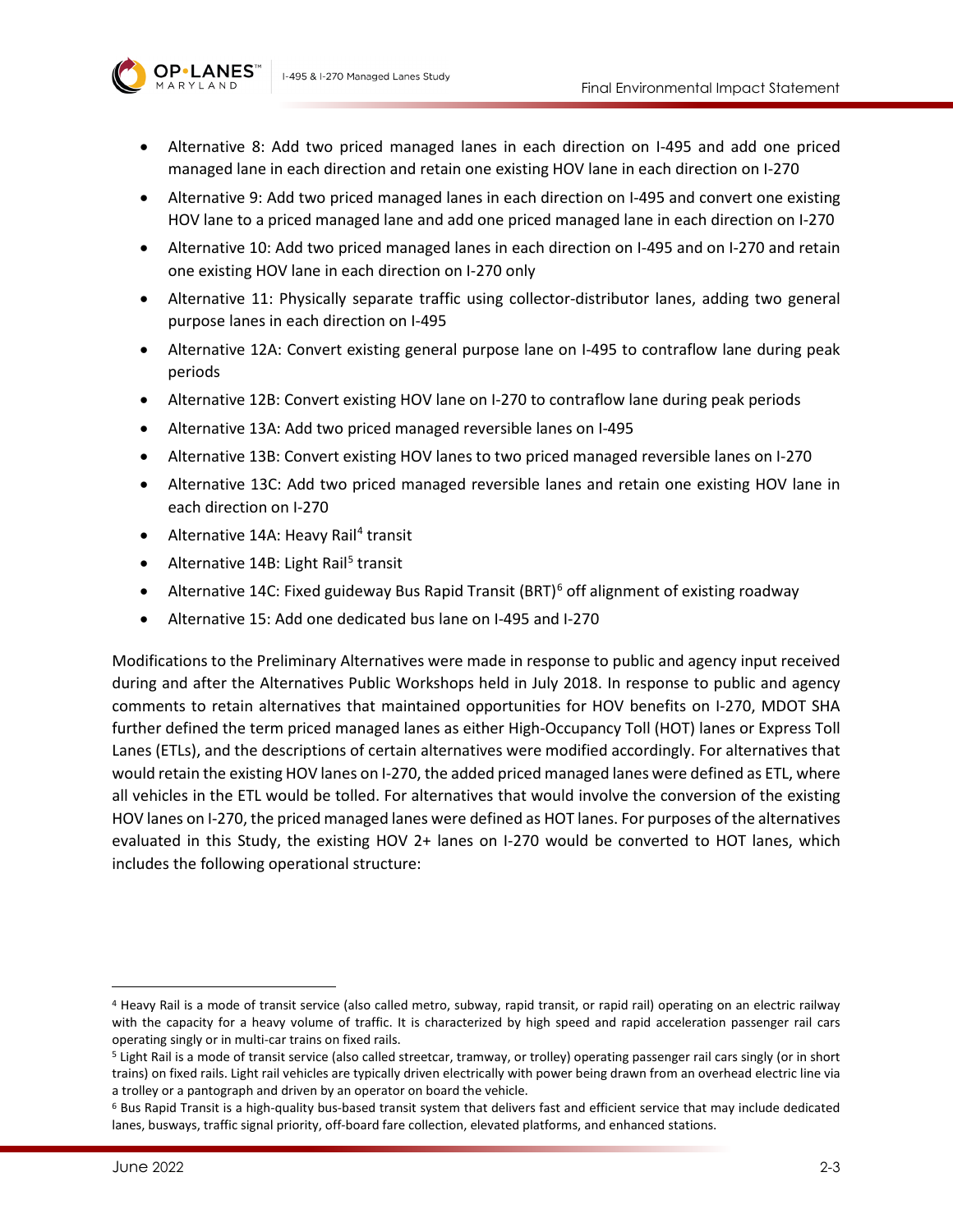- Alternative 8: Add two priced managed lanes in each direction on I-495 and add one priced managed lane in each direction and retain one existing HOV lane in each direction on I-270
- Alternative 9: Add two priced managed lanes in each direction on I-495 and convert one existing HOV lane to a priced managed lane and add one priced managed lane in each direction on I-270
- Alternative 10: Add two priced managed lanes in each direction on I-495 and on I-270 and retain one existing HOV lane in each direction on I-270 only
- Alternative 11: Physically separate traffic using collector-distributor lanes, adding two general purpose lanes in each direction on I-495
- Alternative 12A: Convert existing general purpose lane on I-495 to contraflow lane during peak periods
- Alternative 12B: Convert existing HOV lane on I-270 to contraflow lane during peak periods
- Alternative 13A: Add two priced managed reversible lanes on I-495
- Alternative 13B: Convert existing HOV lanes to two priced managed reversible lanes on I-270
- Alternative 13C: Add two priced managed reversible lanes and retain one existing HOV lane in each direction on I-270
- Alternative 14A: Heavy Rail[4] transit
- Alternative 14B: Light Rail[5] transit
- Alternative 14C: Fixed guideway Bus Rapid Transit (BRT)[6] off alignment of existing roadway
- Alternative 15: Add one dedicated bus lane on I-495 and I-270

Modifications to the Preliminary Alternatives were made in response to public and agency input received during and after the Alternatives Public Workshops held in July 2018. In response to public and agency comments to retain alternatives that maintained opportunities for HOV benefits on I-270, MDOT SHA further defined the term priced managed lanes as either High-Occupancy Toll (HOT) lanes or Express Toll Lanes (ETLs), and the descriptions of certain alternatives were modified accordingly. For alternatives that would retain the existing HOV lanes on I-270, the added priced managed lanes were defined as ETL, where all vehicles in the ETL would be tolled. For alternatives that would involve the conversion of the existing HOV lanes on I-270, the priced managed lanes were defined as HOT lanes. For purposes of the alternatives evaluated in this Study, the existing HOV 2+ lanes on I-270 would be converted to HOT lanes, which includes the following operational structure:

---

[4] Heavy Rail is a mode of transit service (also called metro, subway, rapid transit, or rapid rail) operating on an electric railway with the capacity for a heavy volume of traffic. It is characterized by high speed and rapid acceleration passenger rail cars operating singly or in multi-car trains on fixed rails.

[5] Light Rail is a mode of transit service (also called streetcar, tramway, or trolley) operating passenger rail cars singly (or in short trains) on fixed rails. Light rail vehicles are typically driven electrically with power being drawn from an overhead electric line via a trolley or a pantograph and driven by an operator on board the vehicle.

[6] Bus Rapid Transit is a high-quality bus-based transit system that delivers fast and efficient service that may include dedicated lanes, busways, traffic signal priority, off-board fare collection, elevated platforms, and enhanced stations.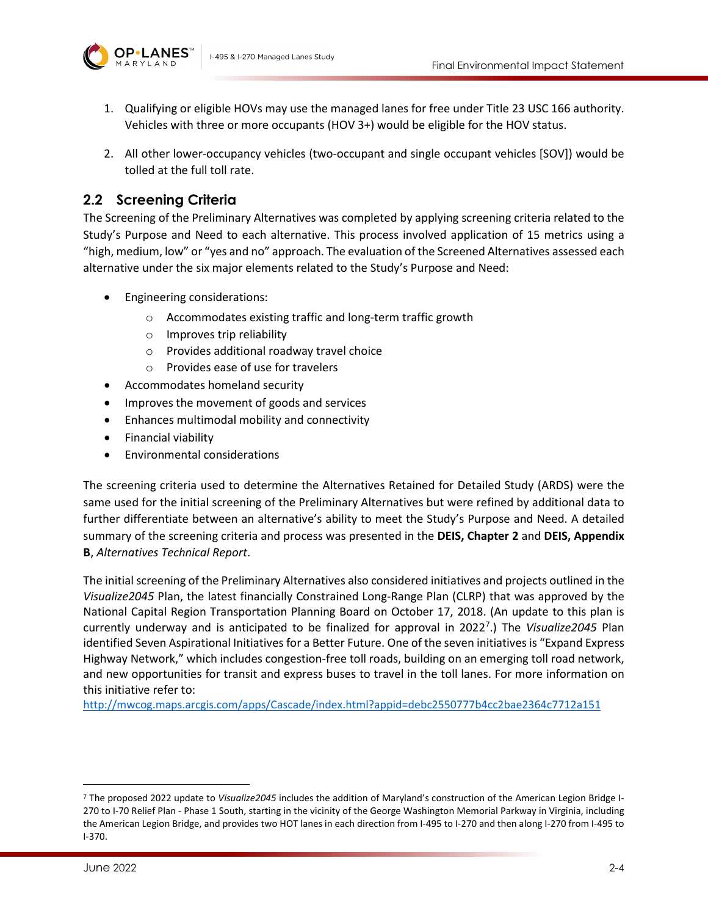1. Qualifying or eligible HOVs may use the managed lanes for free under Title 23 USC 166 authority. Vehicles with three or more occupants (HOV 3+) would be eligible for the HOV status.

2. All other lower-occupancy vehicles (two-occupant and single occupant vehicles [SOV]) would be tolled at the full toll rate.

## 2.2 Screening Criteria

The Screening of the Preliminary Alternatives was completed by applying screening criteria related to the Study's Purpose and Need to each alternative. This process involved application of 15 metrics using a "high, medium, low" or "yes and no" approach. The evaluation of the Screened Alternatives assessed each alternative under the six major elements related to the Study's Purpose and Need:

- Engineering considerations:
  - Accommodates existing traffic and long-term traffic growth
  - Improves trip reliability
  - Provides additional roadway travel choice
  - Provides ease of use for travelers
- Accommodates homeland security
- Improves the movement of goods and services
- Enhances multimodal mobility and connectivity
- Financial viability
- Environmental considerations

The screening criteria used to determine the Alternatives Retained for Detailed Study (ARDS) were the same used for the initial screening of the Preliminary Alternatives but were refined by additional data to further differentiate between an alternative's ability to meet the Study's Purpose and Need. A detailed summary of the screening criteria and process was presented in the **DEIS, Chapter 2** and **DEIS, Appendix B**, *Alternatives Technical Report*.

The initial screening of the Preliminary Alternatives also considered initiatives and projects outlined in the *Visualize2045* Plan, the latest financially Constrained Long-Range Plan (CLRP) that was approved by the National Capital Region Transportation Planning Board on October 17, 2018. (An update to this plan is currently underway and is anticipated to be finalized for approval in 2022[7].) The *Visualize2045* Plan identified Seven Aspirational Initiatives for a Better Future. One of the seven initiatives is "Expand Express Highway Network," which includes congestion-free toll roads, building on an emerging toll road network, and new opportunities for transit and express buses to travel in the toll lanes. For more information on this initiative refer to:
http://mwcog.maps.arcgis.com/apps/Cascade/index.html?appid=debc2550777b4cc2bae2364c7712a151

---

[7] The proposed 2022 update to *Visualize2045* includes the addition of Maryland's construction of the American Legion Bridge I-270 to I-70 Relief Plan - Phase 1 South, starting in the vicinity of the George Washington Memorial Parkway in Virginia, including the American Legion Bridge, and provides two HOT lanes in each direction from I-495 to I-270 and then along I-270 from I-495 to I-370.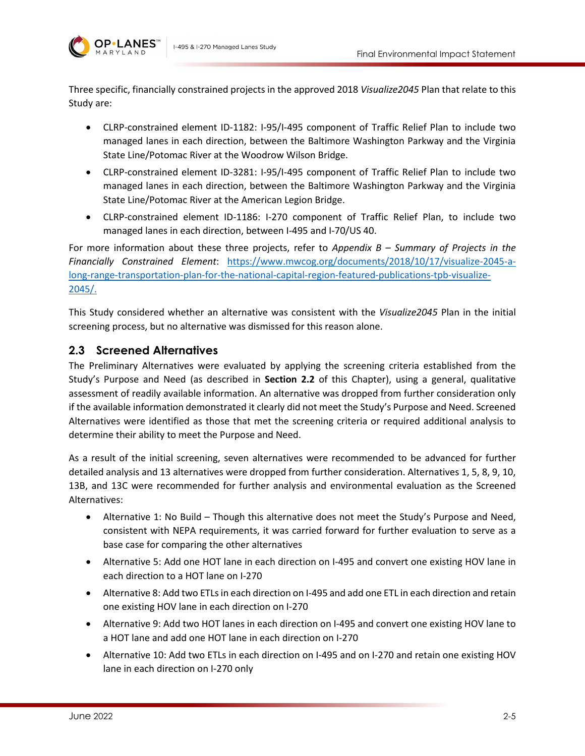Three specific, financially constrained projects in the approved 2018 *Visualize2045* Plan that relate to this Study are:

- CLRP-constrained element ID-1182: I-95/I-495 component of Traffic Relief Plan to include two managed lanes in each direction, between the Baltimore Washington Parkway and the Virginia State Line/Potomac River at the Woodrow Wilson Bridge.
- CLRP-constrained element ID-3281: I-95/I-495 component of Traffic Relief Plan to include two managed lanes in each direction, between the Baltimore Washington Parkway and the Virginia State Line/Potomac River at the American Legion Bridge.
- CLRP-constrained element ID-1186: I-270 component of Traffic Relief Plan, to include two managed lanes in each direction, between I-495 and I-70/US 40.

For more information about these three projects, refer to *Appendix B – Summary of Projects in the Financially Constrained Element*: [https://www.mwcog.org/documents/2018/10/17/visualize-2045-a-long-range-transportation-plan-for-the-national-capital-region-featured-publications-tpb-visualize-2045/.](https://www.mwcog.org/documents/2018/10/17/visualize-2045-a-long-range-transportation-plan-for-the-national-capital-region-featured-publications-tpb-visualize-2045/)

This Study considered whether an alternative was consistent with the *Visualize2045* Plan in the initial screening process, but no alternative was dismissed for this reason alone.

## 2.3 Screened Alternatives

The Preliminary Alternatives were evaluated by applying the screening criteria established from the Study's Purpose and Need (as described in **Section 2.2** of this Chapter), using a general, qualitative assessment of readily available information. An alternative was dropped from further consideration only if the available information demonstrated it clearly did not meet the Study's Purpose and Need. Screened Alternatives were identified as those that met the screening criteria or required additional analysis to determine their ability to meet the Purpose and Need.

As a result of the initial screening, seven alternatives were recommended to be advanced for further detailed analysis and 13 alternatives were dropped from further consideration. Alternatives 1, 5, 8, 9, 10, 13B, and 13C were recommended for further analysis and environmental evaluation as the Screened Alternatives:

- Alternative 1: No Build – Though this alternative does not meet the Study's Purpose and Need, consistent with NEPA requirements, it was carried forward for further evaluation to serve as a base case for comparing the other alternatives
- Alternative 5: Add one HOT lane in each direction on I-495 and convert one existing HOV lane in each direction to a HOT lane on I-270
- Alternative 8: Add two ETLs in each direction on I-495 and add one ETL in each direction and retain one existing HOV lane in each direction on I-270
- Alternative 9: Add two HOT lanes in each direction on I-495 and convert one existing HOV lane to a HOT lane and add one HOT lane in each direction on I-270
- Alternative 10: Add two ETLs in each direction on I-495 and on I-270 and retain one existing HOV lane in each direction on I-270 only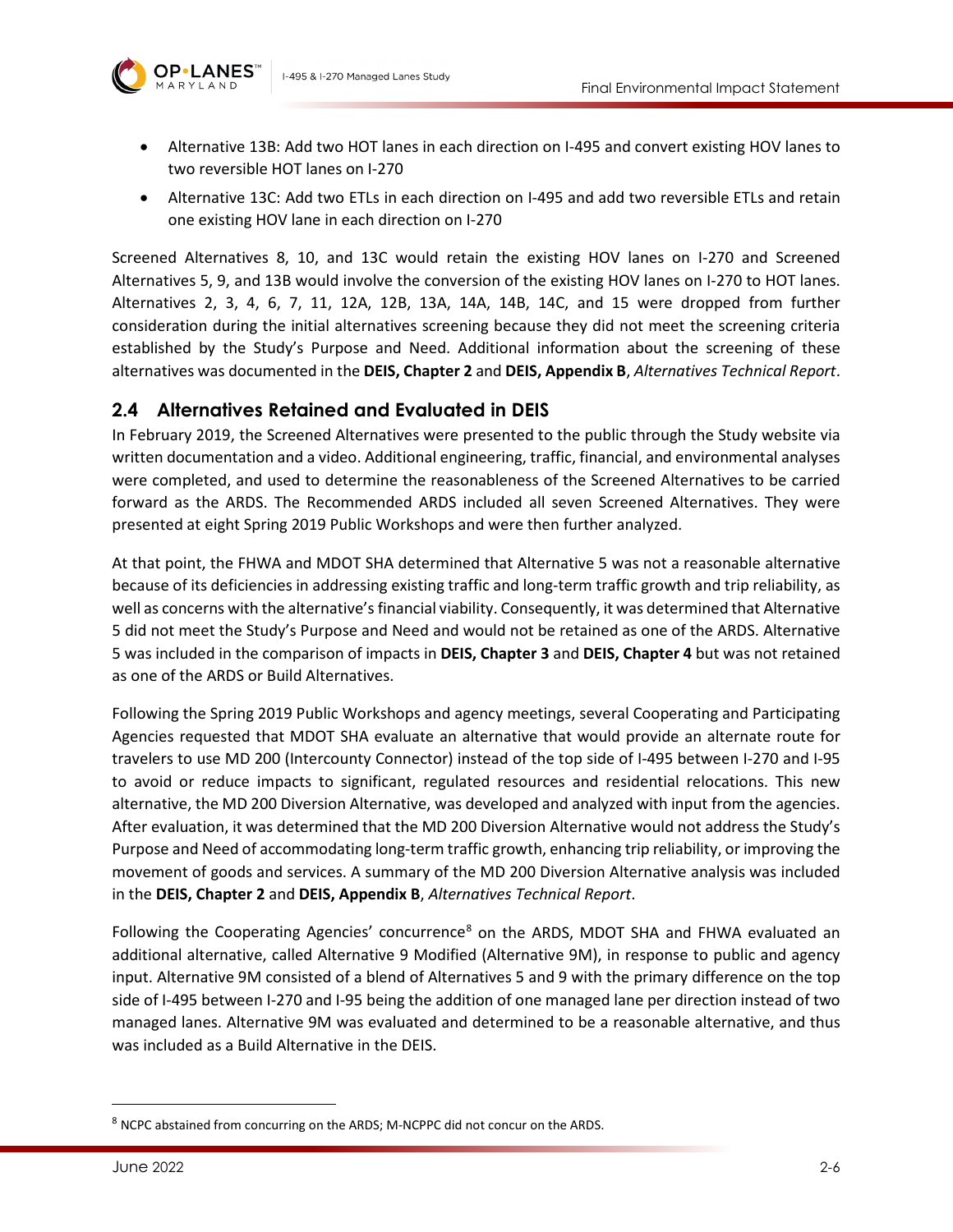- Alternative 13B: Add two HOT lanes in each direction on I-495 and convert existing HOV lanes to two reversible HOT lanes on I-270
- Alternative 13C: Add two ETLs in each direction on I-495 and add two reversible ETLs and retain one existing HOV lane in each direction on I-270

Screened Alternatives 8, 10, and 13C would retain the existing HOV lanes on I-270 and Screened Alternatives 5, 9, and 13B would involve the conversion of the existing HOV lanes on I-270 to HOT lanes. Alternatives 2, 3, 4, 6, 7, 11, 12A, 12B, 13A, 14A, 14B, 14C, and 15 were dropped from further consideration during the initial alternatives screening because they did not meet the screening criteria established by the Study's Purpose and Need. Additional information about the screening of these alternatives was documented in the **DEIS, Chapter 2** and **DEIS, Appendix B**, *Alternatives Technical Report*.

## 2.4 Alternatives Retained and Evaluated in DEIS

In February 2019, the Screened Alternatives were presented to the public through the Study website via written documentation and a video. Additional engineering, traffic, financial, and environmental analyses were completed, and used to determine the reasonableness of the Screened Alternatives to be carried forward as the ARDS. The Recommended ARDS included all seven Screened Alternatives. They were presented at eight Spring 2019 Public Workshops and were then further analyzed.

At that point, the FHWA and MDOT SHA determined that Alternative 5 was not a reasonable alternative because of its deficiencies in addressing existing traffic and long-term traffic growth and trip reliability, as well as concerns with the alternative's financial viability. Consequently, it was determined that Alternative 5 did not meet the Study's Purpose and Need and would not be retained as one of the ARDS. Alternative 5 was included in the comparison of impacts in **DEIS, Chapter 3** and **DEIS, Chapter 4** but was not retained as one of the ARDS or Build Alternatives.

Following the Spring 2019 Public Workshops and agency meetings, several Cooperating and Participating Agencies requested that MDOT SHA evaluate an alternative that would provide an alternate route for travelers to use MD 200 (Intercounty Connector) instead of the top side of I-495 between I-270 and I-95 to avoid or reduce impacts to significant, regulated resources and residential relocations. This new alternative, the MD 200 Diversion Alternative, was developed and analyzed with input from the agencies. After evaluation, it was determined that the MD 200 Diversion Alternative would not address the Study's Purpose and Need of accommodating long-term traffic growth, enhancing trip reliability, or improving the movement of goods and services. A summary of the MD 200 Diversion Alternative analysis was included in the **DEIS, Chapter 2** and **DEIS, Appendix B**, *Alternatives Technical Report*.

Following the Cooperating Agencies' concurrence[8] on the ARDS, MDOT SHA and FHWA evaluated an additional alternative, called Alternative 9 Modified (Alternative 9M), in response to public and agency input. Alternative 9M consisted of a blend of Alternatives 5 and 9 with the primary difference on the top side of I-495 between I-270 and I-95 being the addition of one managed lane per direction instead of two managed lanes. Alternative 9M was evaluated and determined to be a reasonable alternative, and thus was included as a Build Alternative in the DEIS.

[8] NCPC abstained from concurring on the ARDS; M-NCPPC did not concur on the ARDS.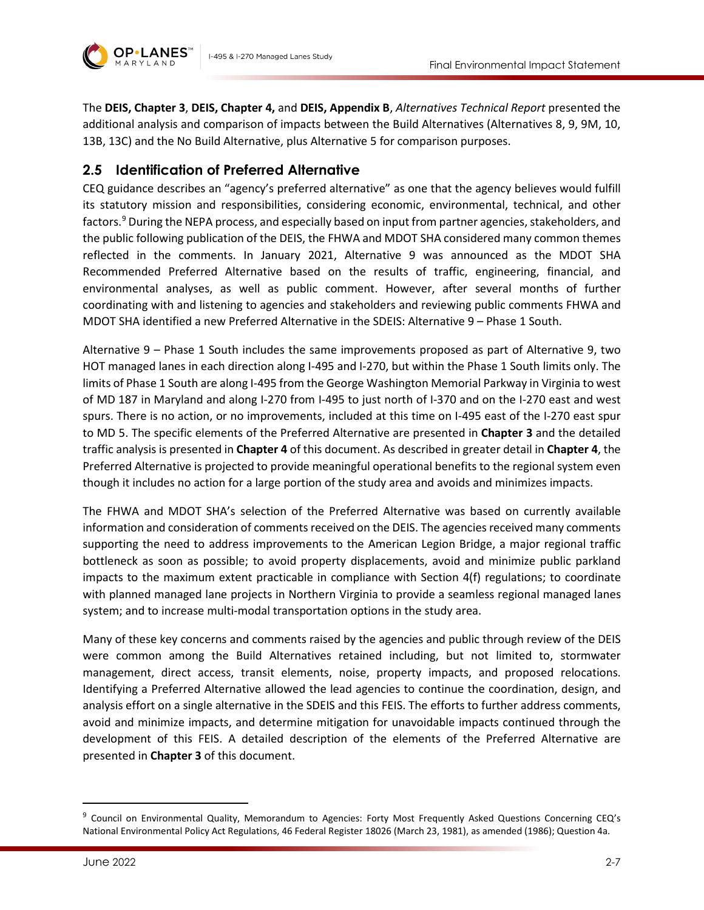The **DEIS, Chapter 3**, **DEIS, Chapter 4,** and **DEIS, Appendix B**, *Alternatives Technical Report* presented the additional analysis and comparison of impacts between the Build Alternatives (Alternatives 8, 9, 9M, 10, 13B, 13C) and the No Build Alternative, plus Alternative 5 for comparison purposes.

## 2.5 Identification of Preferred Alternative

CEQ guidance describes an "agency's preferred alternative" as one that the agency believes would fulfill its statutory mission and responsibilities, considering economic, environmental, technical, and other factors.[9] During the NEPA process, and especially based on input from partner agencies, stakeholders, and the public following publication of the DEIS, the FHWA and MDOT SHA considered many common themes reflected in the comments. In January 2021, Alternative 9 was announced as the MDOT SHA Recommended Preferred Alternative based on the results of traffic, engineering, financial, and environmental analyses, as well as public comment. However, after several months of further coordinating with and listening to agencies and stakeholders and reviewing public comments FHWA and MDOT SHA identified a new Preferred Alternative in the SDEIS: Alternative 9 – Phase 1 South.

Alternative 9 – Phase 1 South includes the same improvements proposed as part of Alternative 9, two HOT managed lanes in each direction along I-495 and I-270, but within the Phase 1 South limits only. The limits of Phase 1 South are along I-495 from the George Washington Memorial Parkway in Virginia to west of MD 187 in Maryland and along I-270 from I-495 to just north of I-370 and on the I-270 east and west spurs. There is no action, or no improvements, included at this time on I-495 east of the I-270 east spur to MD 5. The specific elements of the Preferred Alternative are presented in **Chapter 3** and the detailed traffic analysis is presented in **Chapter 4** of this document. As described in greater detail in **Chapter 4**, the Preferred Alternative is projected to provide meaningful operational benefits to the regional system even though it includes no action for a large portion of the study area and avoids and minimizes impacts.

The FHWA and MDOT SHA's selection of the Preferred Alternative was based on currently available information and consideration of comments received on the DEIS. The agencies received many comments supporting the need to address improvements to the American Legion Bridge, a major regional traffic bottleneck as soon as possible; to avoid property displacements, avoid and minimize public parkland impacts to the maximum extent practicable in compliance with Section 4(f) regulations; to coordinate with planned managed lane projects in Northern Virginia to provide a seamless regional managed lanes system; and to increase multi-modal transportation options in the study area.

Many of these key concerns and comments raised by the agencies and public through review of the DEIS were common among the Build Alternatives retained including, but not limited to, stormwater management, direct access, transit elements, noise, property impacts, and proposed relocations. Identifying a Preferred Alternative allowed the lead agencies to continue the coordination, design, and analysis effort on a single alternative in the SDEIS and this FEIS. The efforts to further address comments, avoid and minimize impacts, and determine mitigation for unavoidable impacts continued through the development of this FEIS. A detailed description of the elements of the Preferred Alternative are presented in **Chapter 3** of this document.

---

[9] Council on Environmental Quality, Memorandum to Agencies: Forty Most Frequently Asked Questions Concerning CEQ's National Environmental Policy Act Regulations, 46 Federal Register 18026 (March 23, 1981), as amended (1986); Question 4a.